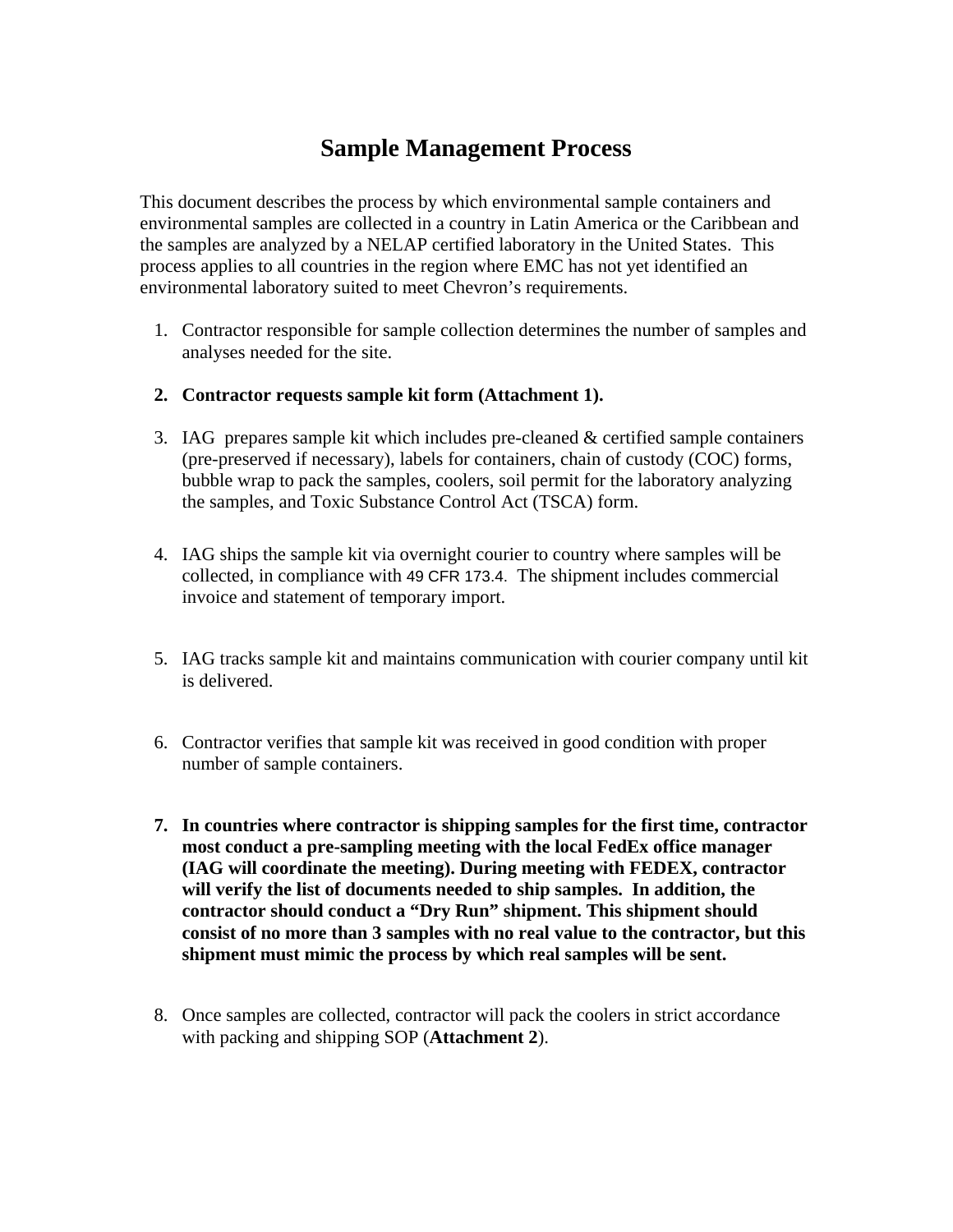# Sample Management Process

This document describes the process by which environmental sample containers and environmental samples are collected in a country in Latin America or the Caribbean and the samples are analyzed by a NELAP certified laboratory in the United States. This process applies to all countries in the region where EMC has not yet identified an environmental laboratory suited to meet Chevron's requirements.

1. Contractor responsible for sample collection determines the number of samples and analyses needed for the site.

2. **Contractor requests sample kit form (Attachment 1).**

3. IAG prepares sample kit which includes pre-cleaned & certified sample containers (pre-preserved if necessary), labels for containers, chain of custody (COC) forms, bubble wrap to pack the samples, coolers, soil permit for the laboratory analyzing the samples, and Toxic Substance Control Act (TSCA) form.

4. IAG ships the sample kit via overnight courier to country where samples will be collected, in compliance with 49 CFR 173.4. The shipment includes commercial invoice and statement of temporary import.

5. IAG tracks sample kit and maintains communication with courier company until kit is delivered.

6. Contractor verifies that sample kit was received in good condition with proper number of sample containers.

7. **In countries where contractor is shipping samples for the first time, contractor most conduct a pre-sampling meeting with the local FedEx office manager (IAG will coordinate the meeting). During meeting with FEDEX, contractor will verify the list of documents needed to ship samples. In addition, the contractor should conduct a "Dry Run" shipment. This shipment should consist of no more than 3 samples with no real value to the contractor, but this shipment must mimic the process by which real samples will be sent.**

8. Once samples are collected, contractor will pack the coolers in strict accordance with packing and shipping SOP (**Attachment 2**).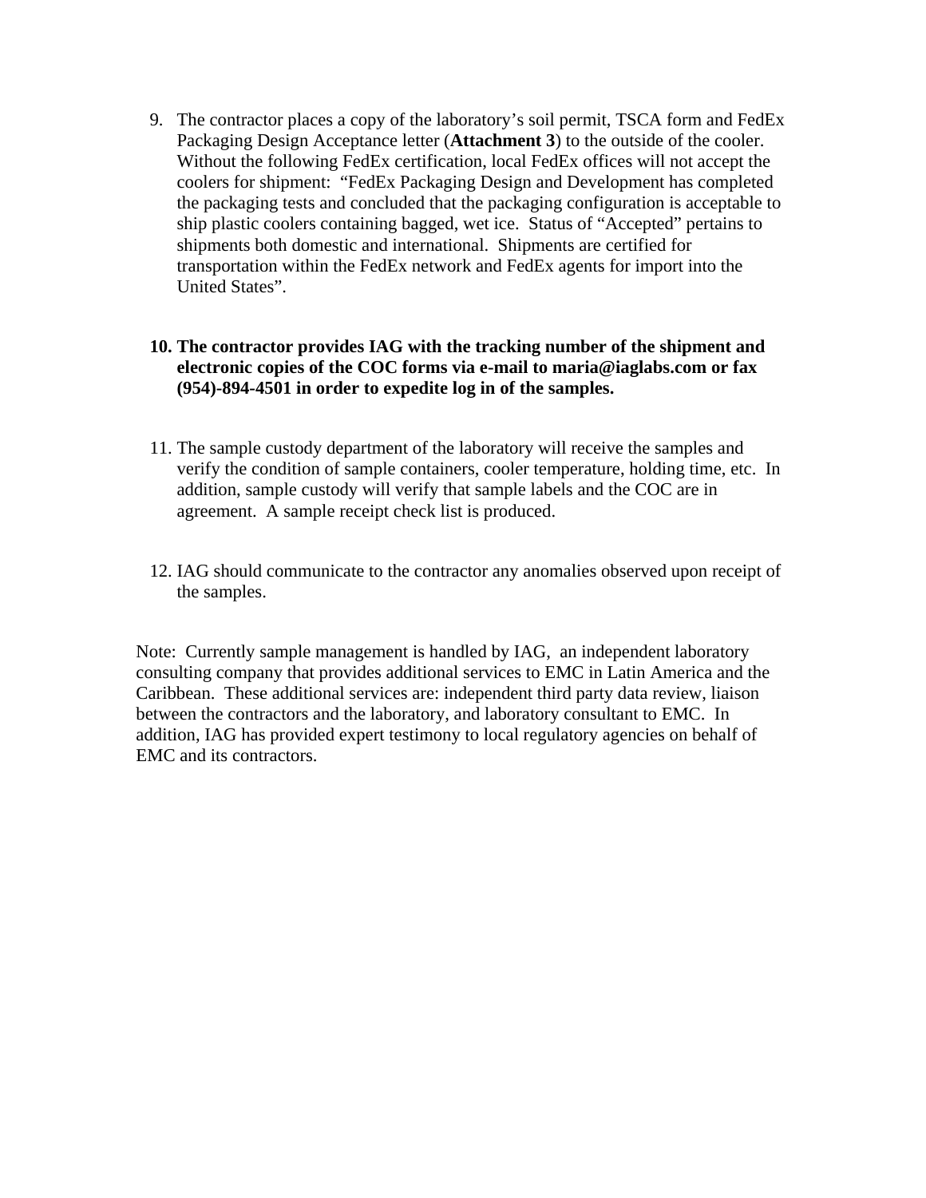9. The contractor places a copy of the laboratory's soil permit, TSCA form and FedEx Packaging Design Acceptance letter (**Attachment 3**) to the outside of the cooler. Without the following FedEx certification, local FedEx offices will not accept the coolers for shipment: "FedEx Packaging Design and Development has completed the packaging tests and concluded that the packaging configuration is acceptable to ship plastic coolers containing bagged, wet ice. Status of "Accepted" pertains to shipments both domestic and international. Shipments are certified for transportation within the FedEx network and FedEx agents for import into the United States".

10. **The contractor provides IAG with the tracking number of the shipment and electronic copies of the COC forms via e-mail to maria@iaglabs.com or fax (954)-894-4501 in order to expedite log in of the samples.**

11. The sample custody department of the laboratory will receive the samples and verify the condition of sample containers, cooler temperature, holding time, etc. In addition, sample custody will verify that sample labels and the COC are in agreement. A sample receipt check list is produced.

12. IAG should communicate to the contractor any anomalies observed upon receipt of the samples.

Note: Currently sample management is handled by IAG, an independent laboratory consulting company that provides additional services to EMC in Latin America and the Caribbean. These additional services are: independent third party data review, liaison between the contractors and the laboratory, and laboratory consultant to EMC. In addition, IAG has provided expert testimony to local regulatory agencies on behalf of EMC and its contractors.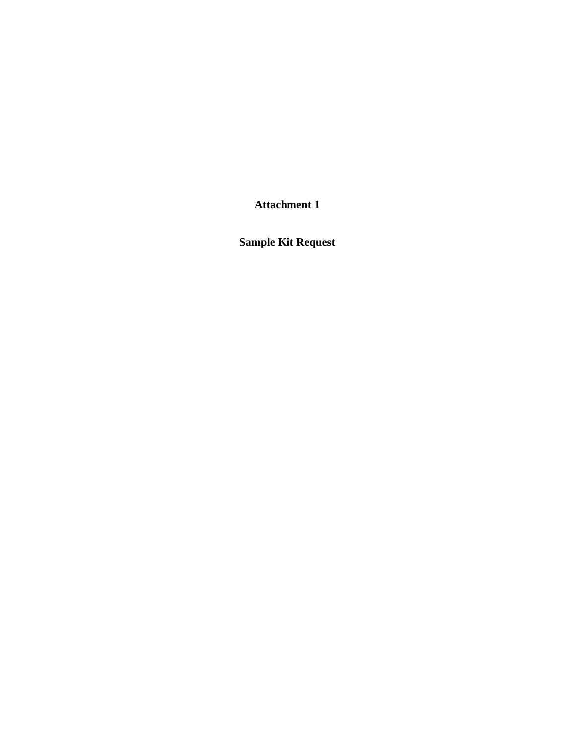**Attachment 1**

**Sample Kit Request**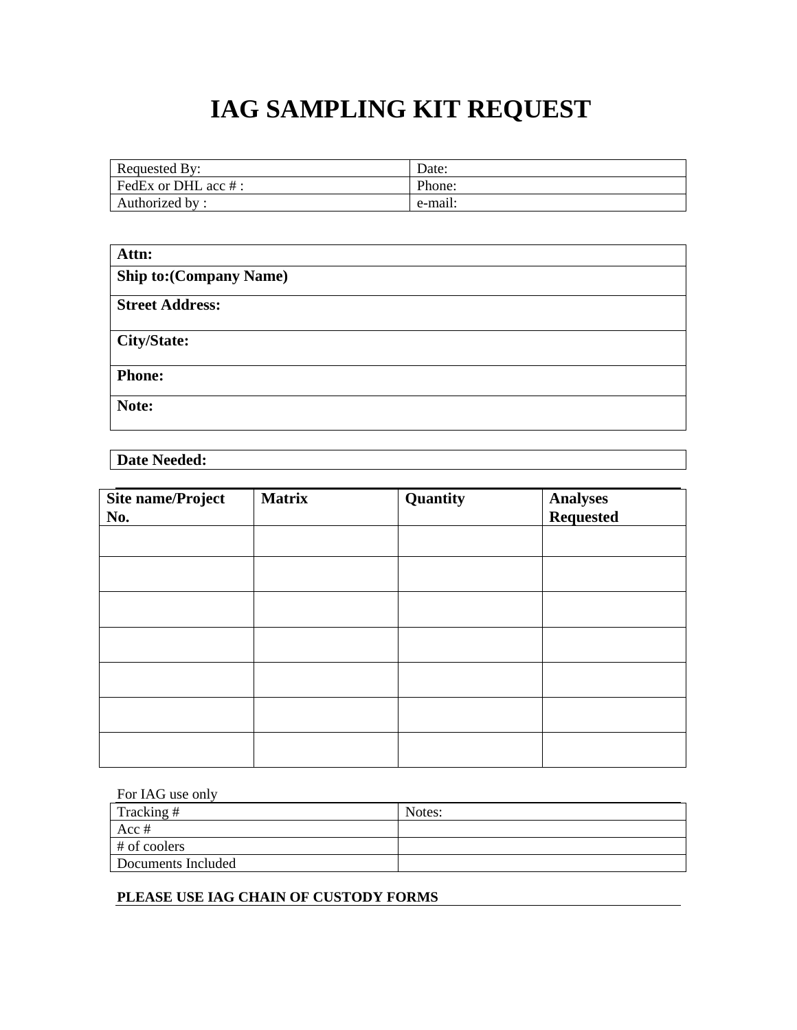# IAG SAMPLING KIT REQUEST

| Requested By: | Date: |
|---|---|
| FedEx or DHL acc # : | Phone: |
| Authorized by : | e-mail: |

| **Attn:** |
|---|
| **Ship to:(Company Name)** |
| **Street Address:** |
| **City/State:** |
| **Phone:** |
| **Note:** |

| **Date Needed:** |
|---|

| **Site name/Project No.** | **Matrix** | **Quantity** | **Analyses Requested** |
|---|---|---|---|
| | | | |
| | | | |
| | | | |
| | | | |
| | | | |
| | | | |
| | | | |

For IAG use only

| Tracking # | Notes: |
|---|---|
| Acc # | |
| # of coolers | |
| Documents Included | |

**PLEASE USE IAG CHAIN OF CUSTODY FORMS**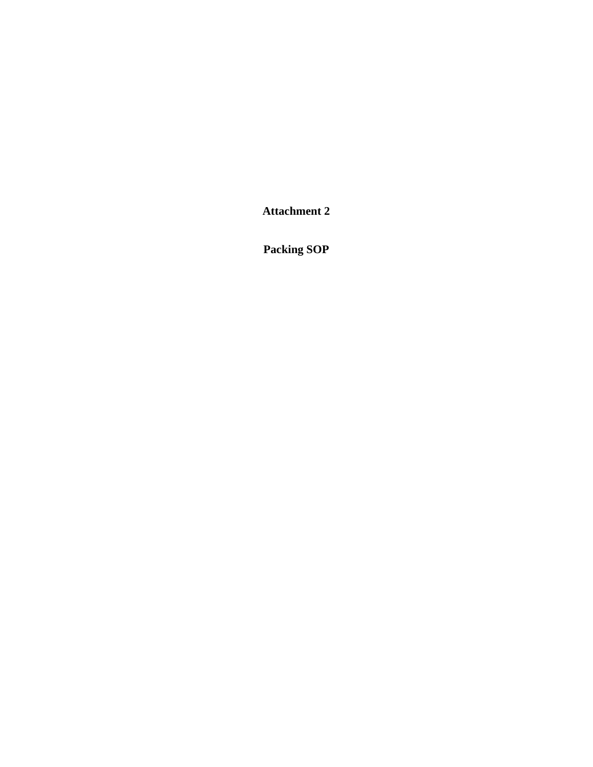**Attachment 2**

**Packing SOP**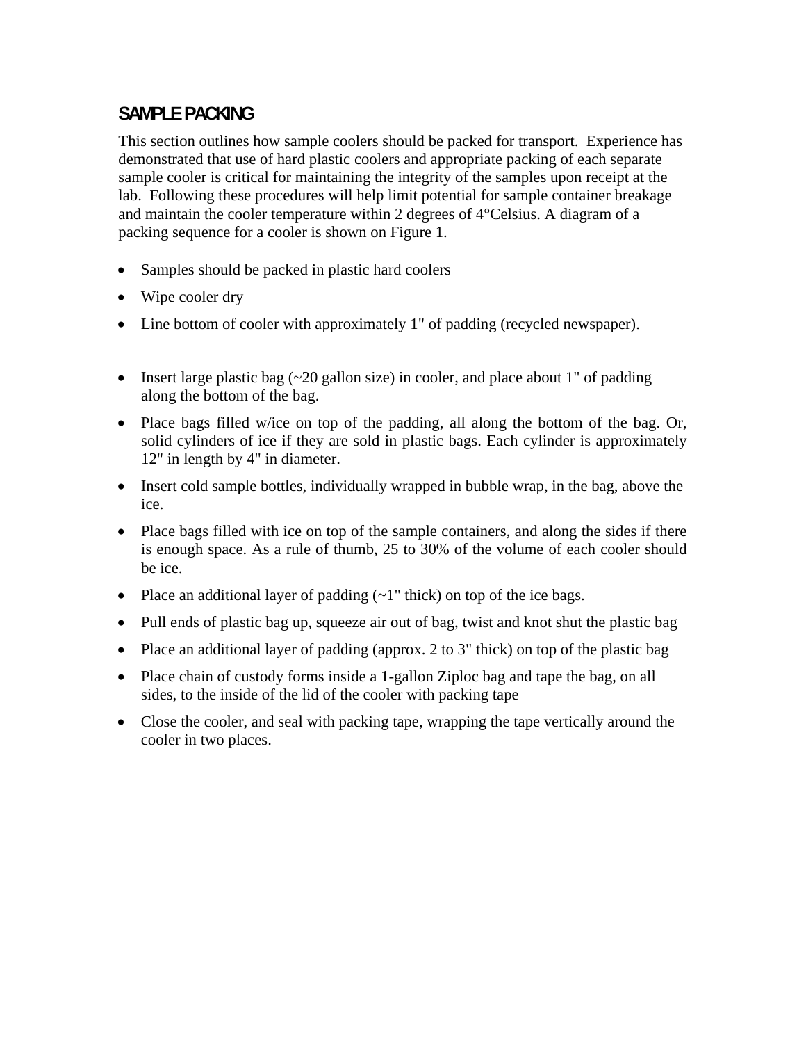## SAMPLE PACKING

This section outlines how sample coolers should be packed for transport. Experience has demonstrated that use of hard plastic coolers and appropriate packing of each separate sample cooler is critical for maintaining the integrity of the samples upon receipt at the lab. Following these procedures will help limit potential for sample container breakage and maintain the cooler temperature within 2 degrees of 4°Celsius. A diagram of a packing sequence for a cooler is shown on Figure 1.

- Samples should be packed in plastic hard coolers
- Wipe cooler dry
- Line bottom of cooler with approximately 1" of padding (recycled newspaper).

- Insert large plastic bag (~20 gallon size) in cooler, and place about 1" of padding along the bottom of the bag.
- Place bags filled w/ice on top of the padding, all along the bottom of the bag. Or, solid cylinders of ice if they are sold in plastic bags. Each cylinder is approximately 12" in length by 4" in diameter.
- Insert cold sample bottles, individually wrapped in bubble wrap, in the bag, above the ice.
- Place bags filled with ice on top of the sample containers, and along the sides if there is enough space. As a rule of thumb, 25 to 30% of the volume of each cooler should be ice.
- Place an additional layer of padding (~1" thick) on top of the ice bags.
- Pull ends of plastic bag up, squeeze air out of bag, twist and knot shut the plastic bag
- Place an additional layer of padding (approx. 2 to 3" thick) on top of the plastic bag
- Place chain of custody forms inside a 1-gallon Ziploc bag and tape the bag, on all sides, to the inside of the lid of the cooler with packing tape
- Close the cooler, and seal with packing tape, wrapping the tape vertically around the cooler in two places.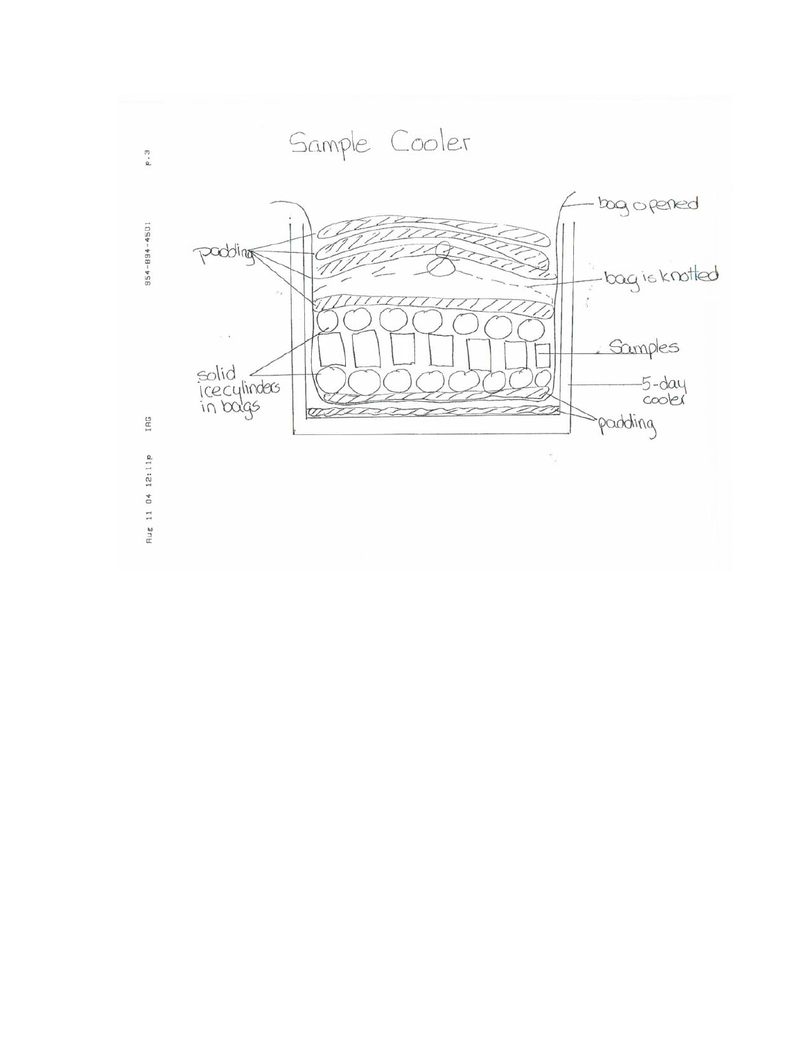# Sample Cooler

padding

bag opened

bag is knotted

Samples

solid ice cylinders in bags

5-day cooler

padding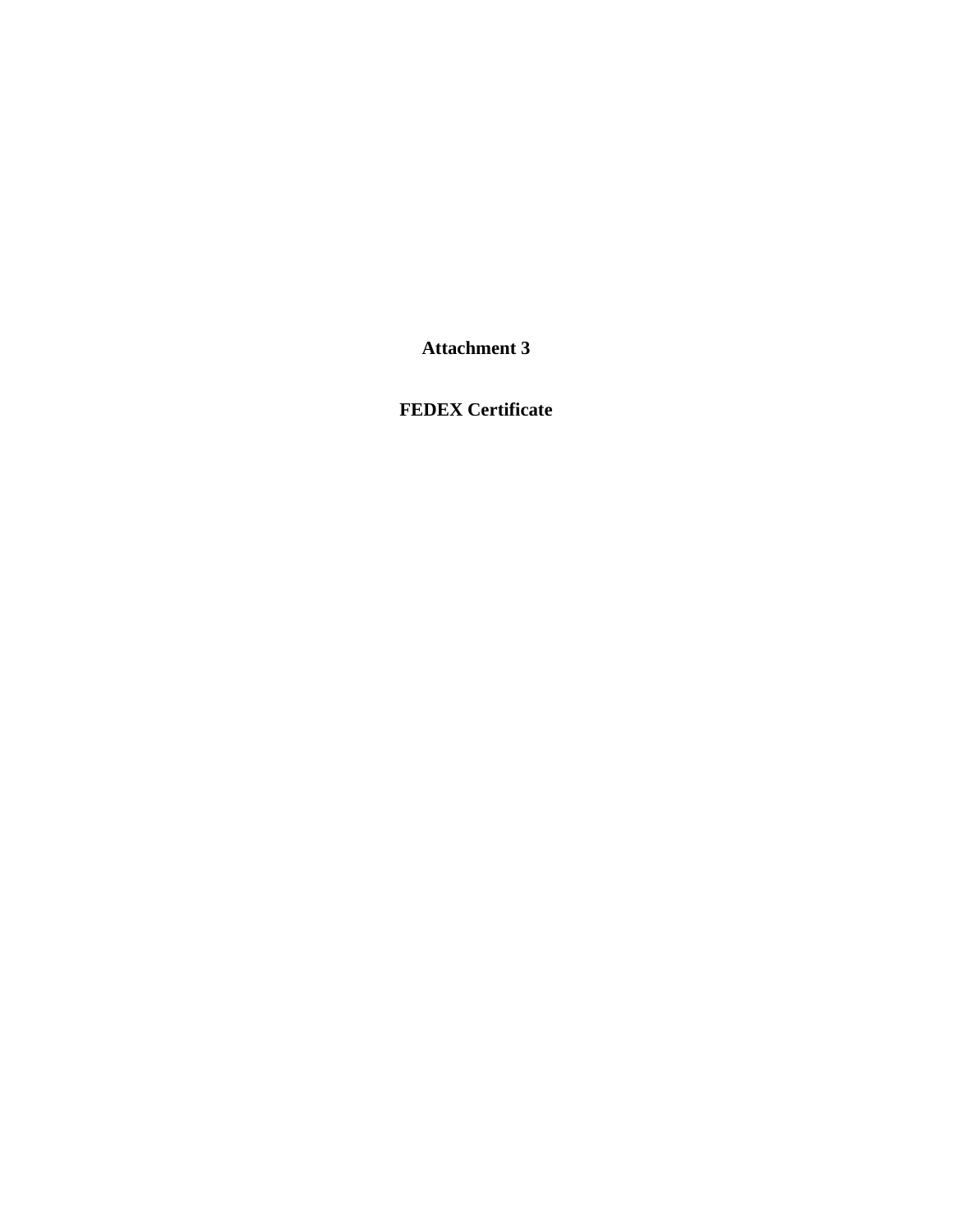**Attachment 3**

**FEDEX Certificate**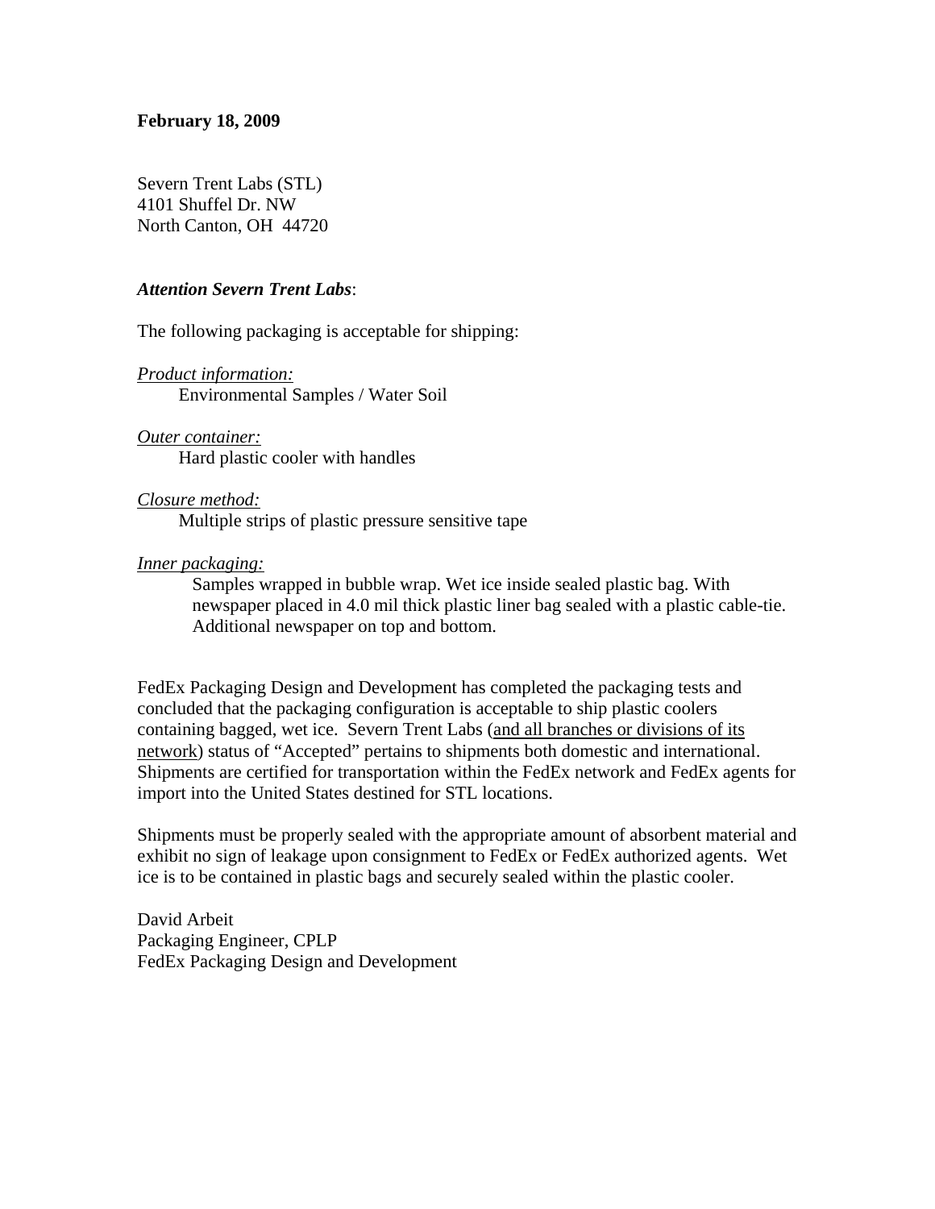**February 18, 2009**

Severn Trent Labs (STL)
4101 Shuffel Dr. NW
North Canton, OH 44720

***Attention Severn Trent Labs***:

The following packaging is acceptable for shipping:

<u>*Product information:*</u>
Environmental Samples / Water Soil

<u>*Outer container:*</u>
Hard plastic cooler with handles

<u>*Closure method:*</u>
Multiple strips of plastic pressure sensitive tape

<u>*Inner packaging:*</u>
Samples wrapped in bubble wrap. Wet ice inside sealed plastic bag. With newspaper placed in 4.0 mil thick plastic liner bag sealed with a plastic cable-tie. Additional newspaper on top and bottom.

FedEx Packaging Design and Development has completed the packaging tests and concluded that the packaging configuration is acceptable to ship plastic coolers containing bagged, wet ice. Severn Trent Labs (<u>and all branches or divisions of its network</u>) status of "Accepted" pertains to shipments both domestic and international. Shipments are certified for transportation within the FedEx network and FedEx agents for import into the United States destined for STL locations.

Shipments must be properly sealed with the appropriate amount of absorbent material and exhibit no sign of leakage upon consignment to FedEx or FedEx authorized agents. Wet ice is to be contained in plastic bags and securely sealed within the plastic cooler.

David Arbeit
Packaging Engineer, CPLP
FedEx Packaging Design and Development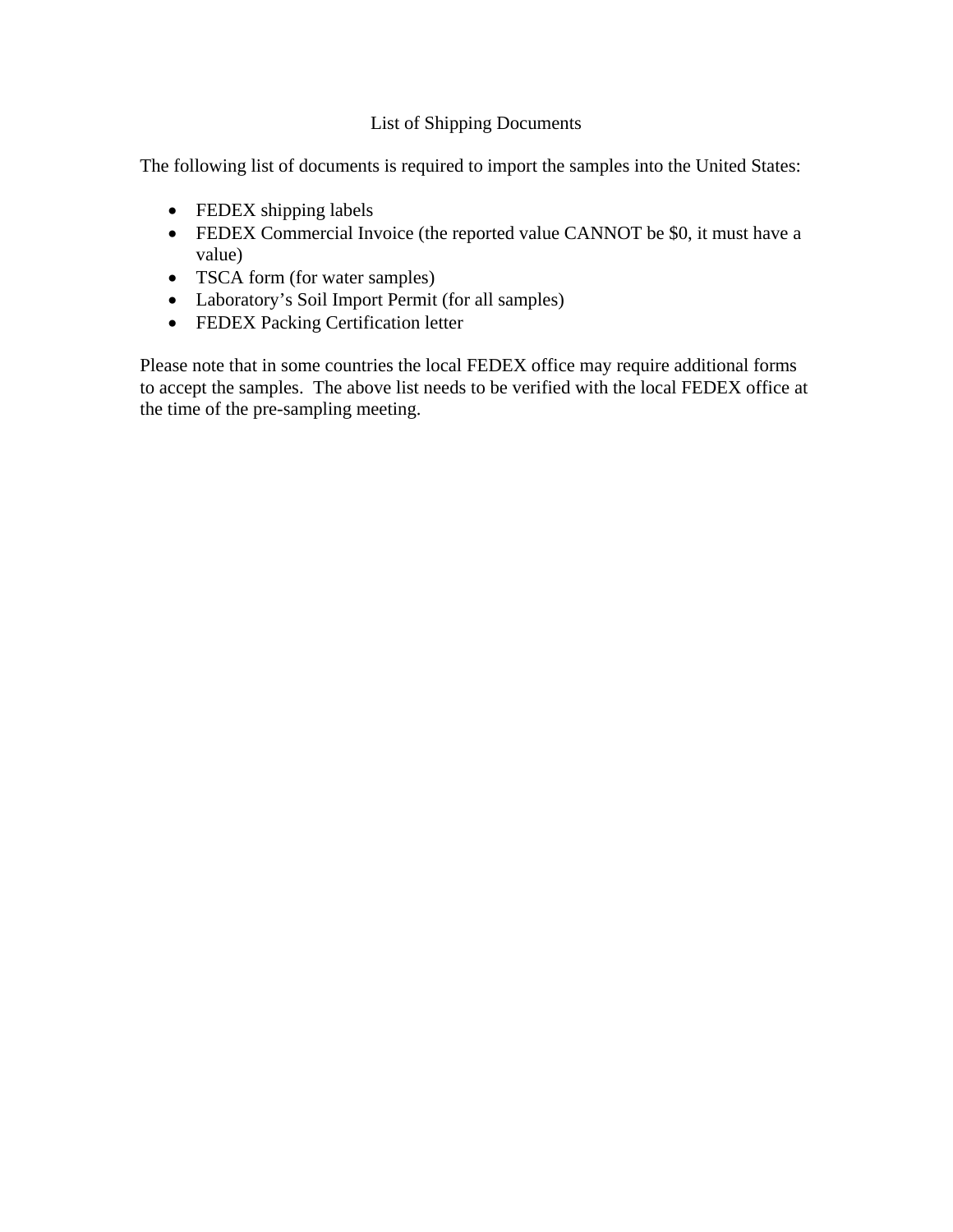# List of Shipping Documents

The following list of documents is required to import the samples into the United States:

- FEDEX shipping labels
- FEDEX Commercial Invoice (the reported value CANNOT be $0, it must have a value)
- TSCA form (for water samples)
- Laboratory's Soil Import Permit (for all samples)
- FEDEX Packing Certification letter

Please note that in some countries the local FEDEX office may require additional forms to accept the samples. The above list needs to be verified with the local FEDEX office at the time of the pre-sampling meeting.